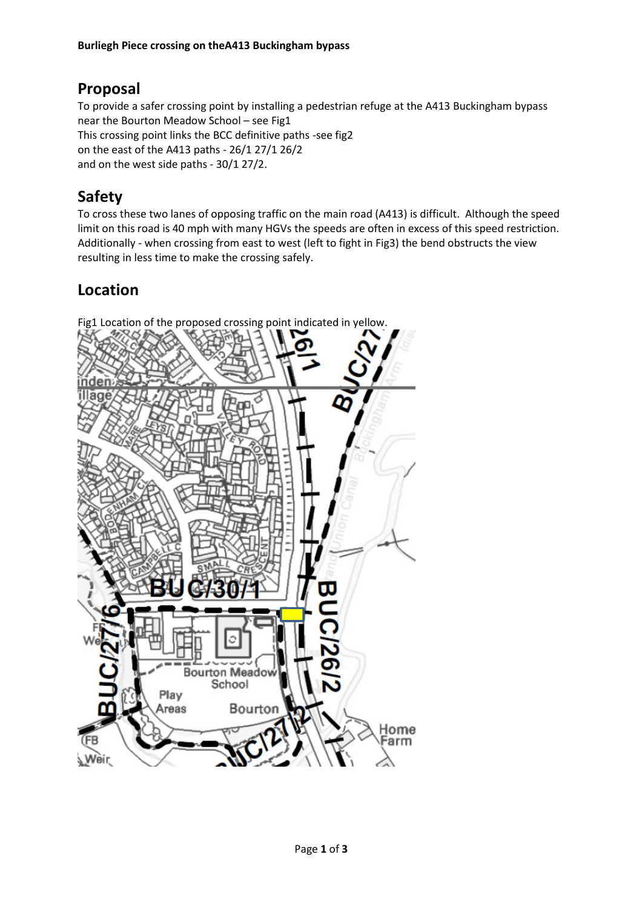**Burliegh Piece crossing on theA413 Buckingham bypass**

## Proposal

To provide a safer crossing point by installing a pedestrian refuge at the A413 Buckingham bypass near the Bourton Meadow School – see Fig1
This crossing point links the BCC definitive paths -see fig2
on the east of the A413 paths - 26/1 27/1 26/2
and on the west side paths - 30/1 27/2.

## Safety

To cross these two lanes of opposing traffic on the main road (A413) is difficult. Although the speed limit on this road is 40 mph with many HGVs the speeds are often in excess of this speed restriction. Additionally - when crossing from east to west (left to fight in Fig3) the bend obstructs the view resulting in less time to make the crossing safely.

## Location

Fig1 Location of the proposed crossing point indicated in yellow.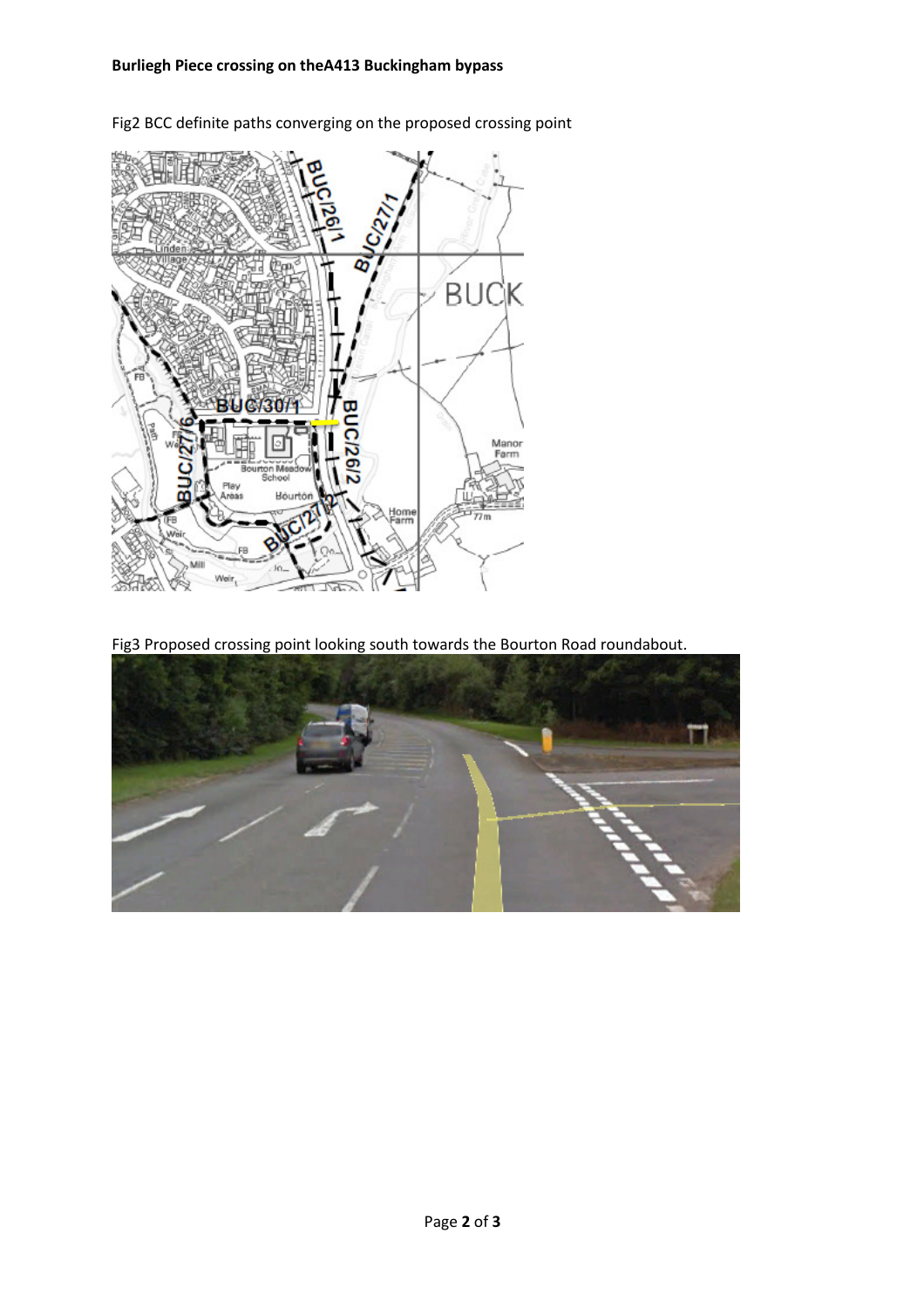**Burliegh Piece crossing on theA413 Buckingham bypass**

Fig2 BCC definite paths converging on the proposed crossing point

Fig3 Proposed crossing point looking south towards the Bourton Road roundabout.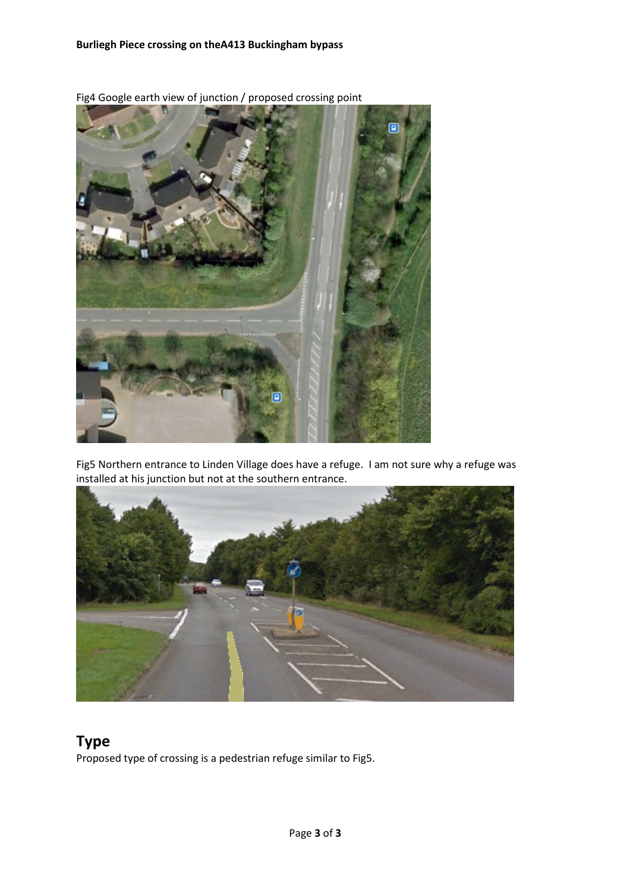Fig4 Google earth view of junction / proposed crossing point

Fig5 Northern entrance to Linden Village does have a refuge. I am not sure why a refuge was installed at his junction but not at the southern entrance.

## Type

Proposed type of crossing is a pedestrian refuge similar to Fig5.